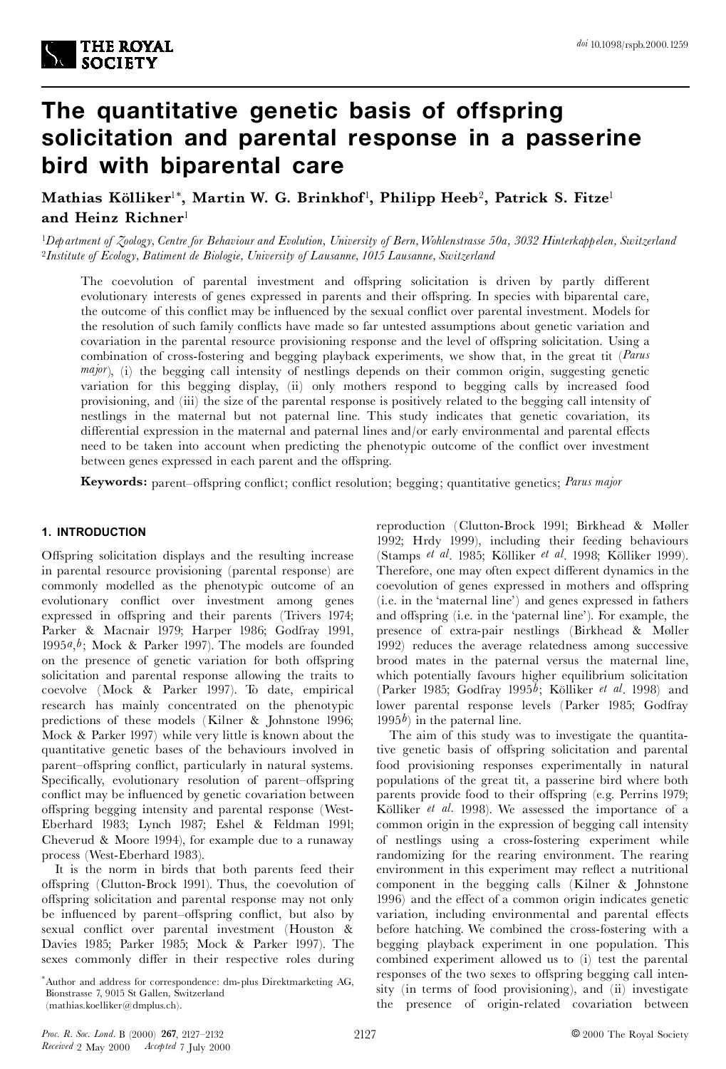# The quantitative genetic basis of offspring solicitation and parental response in a passerine bird with biparental care

**Mathias Kölliker[1]*, Martin W. G. Brinkhof[1], Philipp Heeb[2], Patrick S. Fitze[1] and Heinz Richner[1]**

[1]*Department of Zoology, Centre for Behaviour and Evolution, University of Bern, Wohlenstrasse 50a, 3032 Hinterkappelen, Switzerland*
[2]*Institute of Ecology, Batiment de Biologie, University of Lausanne, 1015 Lausanne, Switzerland*

The coevolution of parental investment and offspring solicitation is driven by partly different evolutionary interests of genes expressed in parents and their offspring. In species with biparental care, the outcome of this conflict may be influenced by the sexual conflict over parental investment. Models for the resolution of such family conflicts have made so far untested assumptions about genetic variation and covariation in the parental resource provisioning response and the level of offspring solicitation. Using a combination of cross-fostering and begging playback experiments, we show that, in the great tit (*Parus major*), (i) the begging call intensity of nestlings depends on their common origin, suggesting genetic variation for this begging display, (ii) only mothers respond to begging calls by increased food provisioning, and (iii) the size of the parental response is positively related to the begging call intensity of nestlings in the maternal but not paternal line. This study indicates that genetic covariation, its differential expression in the maternal and paternal lines and/or early environmental and parental effects need to be taken into account when predicting the phenotypic outcome of the conflict over investment between genes expressed in each parent and the offspring.

**Keywords:** parent–offspring conflict; conflict resolution; begging; quantitative genetics; *Parus major*

## 1. INTRODUCTION

Offspring solicitation displays and the resulting increase in parental resource provisioning (parental response) are commonly modelled as the phenotypic outcome of an evolutionary conflict over investment among genes expressed in offspring and their parents (Trivers 1974; Parker & Macnair 1979; Harper 1986; Godfray 1991, 1995*a*,*b*; Mock & Parker 1997). The models are founded on the presence of genetic variation for both offspring solicitation and parental response allowing the traits to coevolve (Mock & Parker 1997). To date, empirical research has mainly concentrated on the phenotypic predictions of these models (Kilner & Johnstone 1996; Mock & Parker 1997) while very little is known about the quantitative genetic bases of the behaviours involved in parent–offspring conflict, particularly in natural systems. Specifically, evolutionary resolution of parent–offspring conflict may be influenced by genetic covariation between offspring begging intensity and parental response (West-Eberhard 1983; Lynch 1987; Eshel & Feldman 1991; Cheverud & Moore 1994), for example due to a runaway process (West-Eberhard 1983).

It is the norm in birds that both parents feed their offspring (Clutton-Brock 1991). Thus, the coevolution of offspring solicitation and parental response may not only be influenced by parent–offspring conflict, but also by sexual conflict over parental investment (Houston & Davies 1985; Parker 1985; Mock & Parker 1997). The sexes commonly differ in their respective roles during reproduction (Clutton-Brock 1991; Birkhead & Møller 1992; Hrdy 1999), including their feeding behaviours (Stamps *et al.* 1985; Kölliker *et al.* 1998; Kölliker 1999). Therefore, one may often expect different dynamics in the coevolution of genes expressed in mothers and offspring (i.e. in the 'maternal line') and genes expressed in fathers and offspring (i.e. in the 'paternal line'). For example, the presence of extra-pair nestlings (Birkhead & Møller 1992) reduces the average relatedness among successive brood mates in the paternal versus the maternal line, which potentially favours higher equilibrium solicitation (Parker 1985; Godfray 1995*b*; Kölliker *et al.* 1998) and lower parental response levels (Parker 1985; Godfray 1995*b*) in the paternal line.

The aim of this study was to investigate the quantitative genetic basis of offspring solicitation and parental food provisioning responses experimentally in natural populations of the great tit, a passerine bird where both parents provide food to their offspring (e.g. Perrins 1979; Kölliker *et al.* 1998). We assessed the importance of a common origin in the expression of begging call intensity of nestlings using a cross-fostering experiment while randomizing for the rearing environment. The rearing environment in this experiment may reflect a nutritional component in the begging calls (Kilner & Johnstone 1996) and the effect of a common origin indicates genetic variation, including environmental and parental effects before hatching. We combined the cross-fostering with a begging playback experiment in one population. This combined experiment allowed us to (i) test the parental responses of the two sexes to offspring begging call intensity (in terms of food provisioning), and (ii) investigate the presence of origin-related covariation between

*Author and address for correspondence: dm-plus Direktmarketing AG, Bionstrasse 7, 9015 St Gallen, Switzerland (mathias.koelliker@dmplus.ch).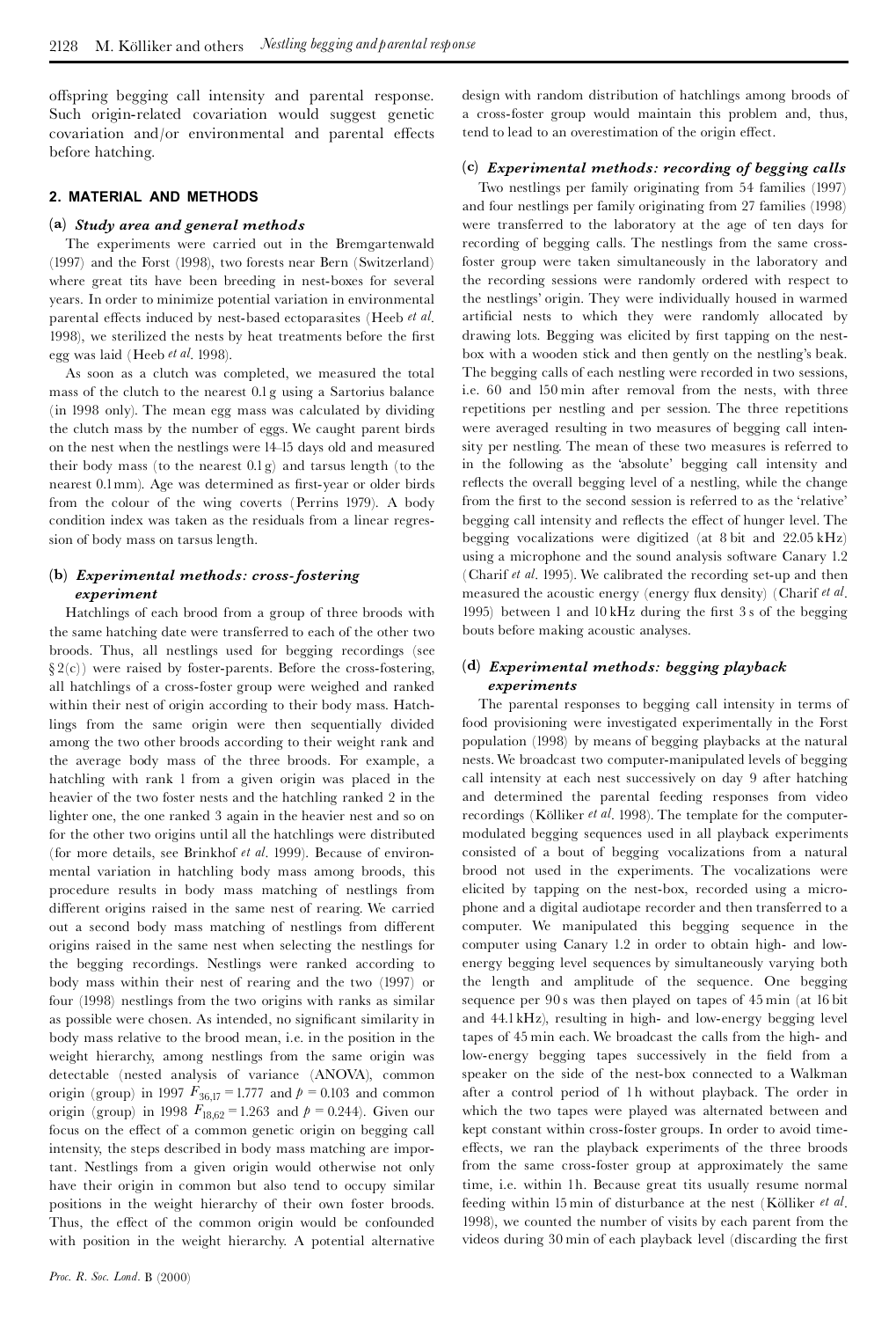offspring begging call intensity and parental response. Such origin-related covariation would suggest genetic covariation and/or environmental and parental effects before hatching.

## 2. MATERIAL AND METHODS

### (a) *Study area and general methods*

The experiments were carried out in the Bremgartenwald (1997) and the Forst (1998), two forests near Bern (Switzerland) where great tits have been breeding in nest-boxes for several years. In order to minimize potential variation in environmental parental effects induced by nest-based ectoparasites (Heeb *et al.* 1998), we sterilized the nests by heat treatments before the first egg was laid (Heeb *et al.* 1998).

As soon as a clutch was completed, we measured the total mass of the clutch to the nearest 0.1 g using a Sartorius balance (in 1998 only). The mean egg mass was calculated by dividing the clutch mass by the number of eggs. We caught parent birds on the nest when the nestlings were 14–15 days old and measured their body mass (to the nearest 0.1 g) and tarsus length (to the nearest 0.1 mm). Age was determined as first-year or older birds from the colour of the wing coverts (Perrins 1979). A body condition index was taken as the residuals from a linear regression of body mass on tarsus length.

### (b) *Experimental methods: cross-fostering experiment*

Hatchlings of each brood from a group of three broods with the same hatching date were transferred to each of the other two broods. Thus, all nestlings used for begging recordings (see § 2(c)) were raised by foster-parents. Before the cross-fostering, all hatchlings of a cross-foster group were weighed and ranked within their nest of origin according to their body mass. Hatchlings from the same origin were then sequentially divided among the two other broods according to their weight rank and the average body mass of the three broods. For example, a hatchling with rank 1 from a given origin was placed in the heavier of the two foster nests and the hatchling ranked 2 in the lighter one, the one ranked 3 again in the heavier nest and so on for the other two origins until all the hatchlings were distributed (for more details, see Brinkhof *et al.* 1999). Because of environmental variation in hatchling body mass among broods, this procedure results in body mass matching of nestlings from different origins raised in the same nest of rearing. We carried out a second body mass matching of nestlings from different origins raised in the same nest when selecting the nestlings for the begging recordings. Nestlings were ranked according to body mass within their nest of rearing and the two (1997) or four (1998) nestlings from the two origins with ranks as similar as possible were chosen. As intended, no significant similarity in body mass relative to the brood mean, i.e. in the position in the weight hierarchy, among nestlings from the same origin was detectable (nested analysis of variance (ANOVA), common origin (group) in 1997 $F_{36,17} = 1.777$ and $p = 0.103$ and common origin (group) in 1998 $F_{18,62} = 1.263$ and $p = 0.244$). Given our focus on the effect of a common genetic origin on begging call intensity, the steps described in body mass matching are important. Nestlings from a given origin would otherwise not only have their origin in common but also tend to occupy similar positions in the weight hierarchy of their own foster broods. Thus, the effect of the common origin would be confounded with position in the weight hierarchy. A potential alternative design with random distribution of hatchlings among broods of a cross-foster group would maintain this problem and, thus, tend to lead to an overestimation of the origin effect.

### (c) *Experimental methods: recording of begging calls*

Two nestlings per family originating from 54 families (1997) and four nestlings per family originating from 27 families (1998) were transferred to the laboratory at the age of ten days for recording of begging calls. The nestlings from the same cross-foster group were taken simultaneously in the laboratory and the recording sessions were randomly ordered with respect to the nestlings' origin. They were individually housed in warmed artificial nests to which they were randomly allocated by drawing lots. Begging was elicited by first tapping on the nest-box with a wooden stick and then gently on the nestling's beak. The begging calls of each nestling were recorded in two sessions, i.e. 60 and 150 min after removal from the nests, with three repetitions per nestling and per session. The three repetitions were averaged resulting in two measures of begging call intensity per nestling. The mean of these two measures is referred to in the following as the 'absolute' begging call intensity and reflects the overall begging level of a nestling, while the change from the first to the second session is referred to as the 'relative' begging call intensity and reflects the effect of hunger level. The begging vocalizations were digitized (at 8 bit and 22.05 kHz) using a microphone and the sound analysis software Canary 1.2 (Charif *et al.* 1995). We calibrated the recording set-up and then measured the acoustic energy (energy flux density) (Charif *et al.* 1995) between 1 and 10 kHz during the first 3 s of the begging bouts before making acoustic analyses.

### (d) *Experimental methods: begging playback experiments*

The parental responses to begging call intensity in terms of food provisioning were investigated experimentally in the Forst population (1998) by means of begging playbacks at the natural nests. We broadcast two computer-manipulated levels of begging call intensity at each nest successively on day 9 after hatching and determined the parental feeding responses from video recordings (Kölliker *et al.* 1998). The template for the computer-modulated begging sequences used in all playback experiments consisted of a bout of begging vocalizations from a natural brood not used in the experiments. The vocalizations were elicited by tapping on the nest-box, recorded using a microphone and a digital audiotape recorder and then transferred to a computer. We manipulated this begging sequence in the computer using Canary 1.2 in order to obtain high- and low-energy begging level sequences by simultaneously varying both the length and amplitude of the sequence. One begging sequence per 90 s was then played on tapes of 45 min (at 16 bit and 44.1 kHz), resulting in high- and low-energy begging level tapes of 45 min each. We broadcast the calls from the high- and low-energy begging tapes successively in the field from a speaker on the side of the nest-box connected to a Walkman after a control period of 1 h without playback. The order in which the two tapes were played was alternated between and kept constant within cross-foster groups. In order to avoid time-effects, we ran the playback experiments of the three broods from the same cross-foster group at approximately the same time, i.e. within 1 h. Because great tits usually resume normal feeding within 15 min of disturbance at the nest (Kölliker *et al.* 1998), we counted the number of visits by each parent from the videos during 30 min of each playback level (discarding the first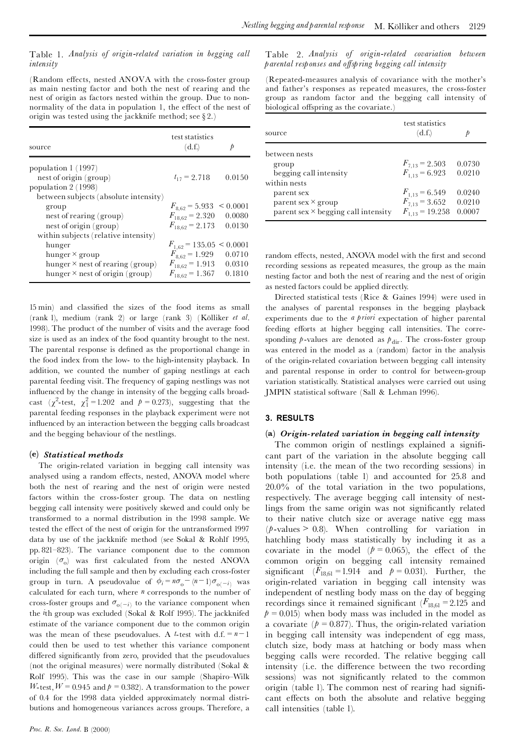Table 1. *Analysis of origin-related variation in begging call intensity*

(Random effects, nested ANOVA with the cross-foster group as main nesting factor and both the nest of rearing and the nest of origin as factors nested within the group. Due to non-normality of the data in population 1, the effect of the nest of origin was tested using the jackknife method; see § 2.)

| source | test statistics (d.f.) | $p$ |
|---|---|---|
| population 1 (1997) | | |
| nest of origin (group) | $t_{17} = 2.718$ | 0.0150 |
| population 2 (1998) | | |
| between subjects (absolute intensity) | | |
| group | $F_{8,62} = 5.933$ | $< 0.0001$ |
| nest of rearing (group) | $F_{18,62} = 2.320$ | 0.0080 |
| nest of origin (group) | $F_{18,62} = 2.173$ | 0.0130 |
| within subjects (relative intensity) | | |
| hunger | $F_{1,62} = 135.05$ | $< 0.0001$ |
| hunger × group | $F_{8,62} = 1.929$ | 0.0710 |
| hunger × nest of rearing (group) | $F_{18,62} = 1.913$ | 0.0310 |
| hunger × nest of origin (group) | $F_{18,62} = 1.367$ | 0.1810 |

15 min) and classified the sizes of the food items as small (rank 1), medium (rank 2) or large (rank 3) (Kölliker *et al.* 1998). The product of the number of visits and the average food size is used as an index of the food quantity brought to the nest. The parental response is defined as the proportional change in the food index from the low- to the high-intensity playback. In addition, we counted the number of gaping nestlings at each parental feeding visit. The frequency of gaping nestlings was not influenced by the change in intensity of the begging calls broadcast ($\chi^2$-test, $\chi^2_1 = 1.202$ and $p = 0.273$), suggesting that the parental feeding responses in the playback experiment were not influenced by an interaction between the begging calls broadcast and the begging behaviour of the nestlings.

### (e) *Statistical methods*

The origin-related variation in begging call intensity was analysed using a random effects, nested, ANOVA model where both the nest of rearing and the nest of origin were nested factors within the cross-foster group. The data on nestling begging call intensity were positively skewed and could only be transformed to a normal distribution in the 1998 sample. We tested the effect of the nest of origin for the untransformed 1997 data by use of the jackknife method (see Sokal & Rohlf 1995, pp. 821–823). The variance component due to the common origin ($\sigma_o$) was first calculated from the nested ANOVA including the full sample and then by excluding each cross-foster group in turn. A pseudovalue of $\phi_i = n\sigma_o - (n-1)\sigma_{o(-i)}$ was calculated for each turn, where $n$ corresponds to the number of cross-foster groups and $\sigma_{o(-i)}$ to the variance component when the $i$th group was excluded (Sokal & Rolf 1995). The jackknifed estimate of the variance component due to the common origin was the mean of these pseudovalues. A $t$-test with d.f. $= n-1$ could then be used to test whether this variance component differed significantly from zero, provided that the pseudovalues (not the original measures) were normally distributed (Sokal & Rolf 1995). This was the case in our sample (Shapiro–Wilk $W$-test, $W = 0.945$ and $p = 0.382$). A transformation to the power of 0.4 for the 1998 data yielded approximately normal distributions and homogeneous variances across groups. Therefore, a random effects, nested, ANOVA model with the first and second recording sessions as repeated measures, the group as the main nesting factor and both the nest of rearing and the nest of origin as nested factors could be applied directly.

Directed statistical tests (Rice & Gaines 1994) were used in the analyses of parental responses in the begging playback experiments due to the *a priori* expectation of higher parental feeding efforts at higher begging call intensities. The corresponding $p$-values are denoted as $p_{\text{dir}}$. The cross-foster group was entered in the model as a (random) factor in the analysis of the origin-related covariation between begging call intensity and parental response in order to control for between-group variation statistically. Statistical analyses were carried out using JMPIN statistical software (Sall & Lehman 1996).

Table 2. *Analysis of origin-related covariation between parental responses and offspring begging call intensity*

(Repeated-measures analysis of covariance with the mother's and father's responses as repeated measures, the cross-foster group as random factor and the begging call intensity of biological offspring as the covariate.)

| source | test statistics (d.f.) | $p$ |
|---|---|---|
| between nests | | |
| group | $F_{7,13} = 2.503$ | 0.0730 |
| begging call intensity | $F_{1,13} = 6.923$ | 0.0210 |
| within nests | | |
| parent sex | $F_{1,13} = 6.549$ | 0.0240 |
| parent sex × group | $F_{7,13} = 3.652$ | 0.0210 |
| parent sex × begging call intensity | $F_{1,13} = 19.258$ | 0.0007 |

## 3. RESULTS

### (a) *Origin-related variation in begging call intensity*

The common origin of nestlings explained a significant part of the variation in the absolute begging call intensity (i.e. the mean of the two recording sessions) in both populations (table 1) and accounted for 25.8 and 20.0% of the total variation in the two populations, respectively. The average begging call intensity of nestlings from the same origin was not significantly related to their native clutch size or average native egg mass ($p$-values > 0.8). When controlling for variation in hatchling body mass statistically by including it as a covariate in the model ($p = 0.065$), the effect of the common origin on begging call intensity remained significant ($F_{18,61} = 1.914$ and $p = 0.031$). Further, the origin-related variation in begging call intensity was independent of nestling body mass on the day of begging recordings since it remained significant ($F_{18,61} = 2.125$ and $p = 0.015$) when body mass was included in the model as a covariate ($p = 0.877$). Thus, the origin-related variation in begging call intensity was independent of egg mass, clutch size, body mass at hatching or body mass when begging calls were recorded. The relative begging call intensity (i.e. the difference between the two recording sessions) was not significantly related to the common origin (table 1). The common nest of rearing had significant effects on both the absolute and relative begging call intensities (table 1).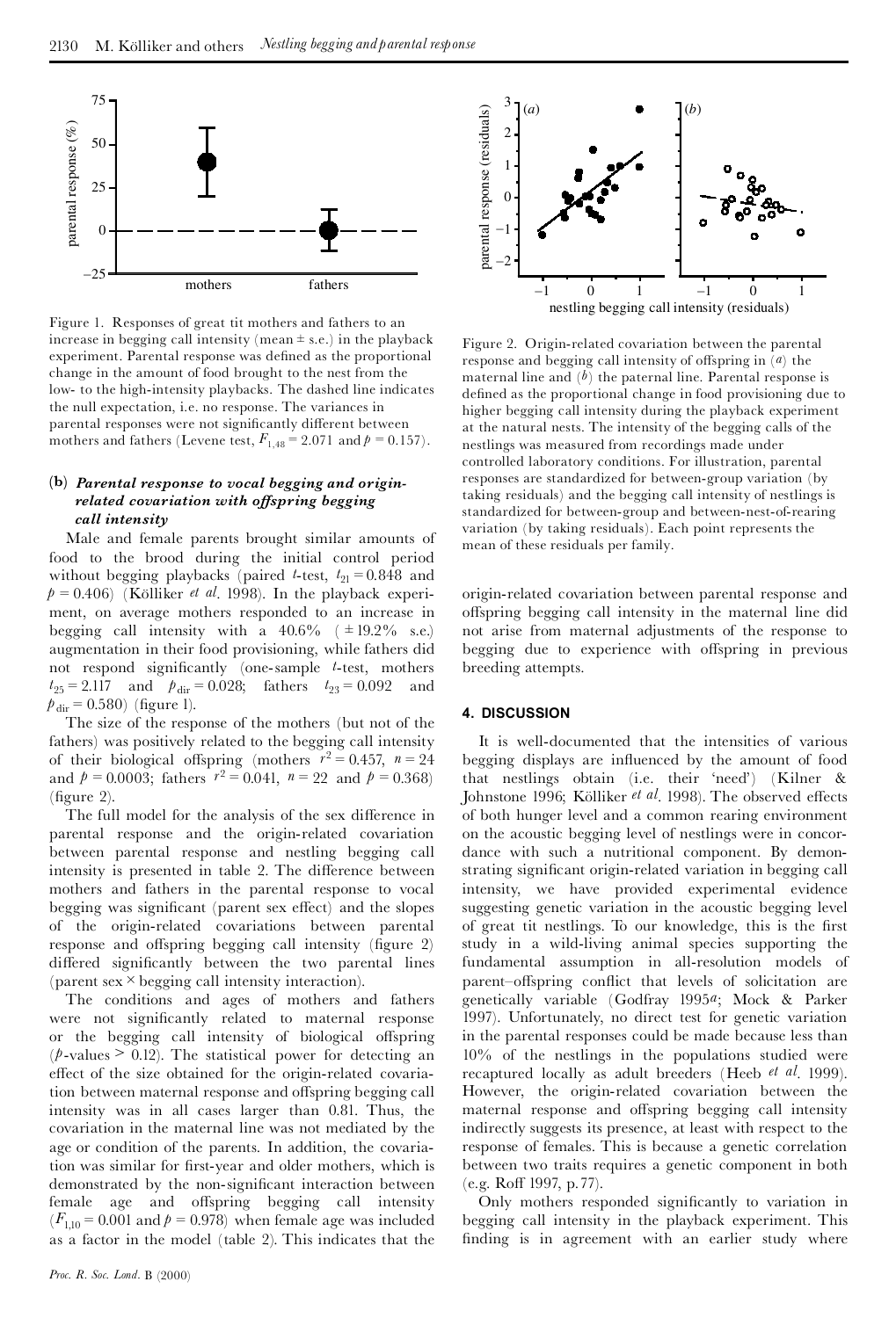Figure 1. Responses of great tit mothers and fathers to an increase in begging call intensity (mean ± s.e.) in the playback experiment. Parental response was defined as the proportional change in the amount of food brought to the nest from the low- to the high-intensity playbacks. The dashed line indicates the null expectation, i.e. no response. The variances in parental responses were not significantly different between mothers and fathers (Levene test, $F_{1,48} = 2.071$ and $p = 0.157$).

### (b) *Parental response to vocal begging and origin-related covariation with offspring begging call intensity*

Male and female parents brought similar amounts of food to the brood during the initial control period without begging playbacks (paired $t$-test, $t_{21} = 0.848$ and $p = 0.406$) (Kölliker *et al.* 1998). In the playback experiment, on average mothers responded to an increase in begging call intensity with a 40.6% ( ± 19.2% s.e.) augmentation in their food provisioning, while fathers did not respond significantly (one-sample $t$-test, mothers $t_{25} = 2.117$ and $p_{dir} = 0.028$; fathers $t_{23} = 0.092$ and $p_{dir} = 0.580$) (figure 1).

The size of the response of the mothers (but not of the fathers) was positively related to the begging call intensity of their biological offspring (mothers $r^2 = 0.457$, $n = 24$ and $p = 0.0003$; fathers $r^2 = 0.041$, $n = 22$ and $p = 0.368$) (figure 2).

The full model for the analysis of the sex difference in parental response and the origin-related covariation between parental response and nestling begging call intensity is presented in table 2. The difference between mothers and fathers in the parental response to vocal begging was significant (parent sex effect) and the slopes of the origin-related covariations between parental response and offspring begging call intensity (figure 2) differed significantly between the two parental lines (parent sex × begging call intensity interaction).

The conditions and ages of mothers and fathers were not significantly related to maternal response or the begging call intensity of biological offspring ($p$-values > 0.12). The statistical power for detecting an effect of the size obtained for the origin-related covariation between maternal response and offspring begging call intensity was in all cases larger than 0.81. Thus, the covariation in the maternal line was not mediated by the age or condition of the parents. In addition, the covariation was similar for first-year and older mothers, which is demonstrated by the non-significant interaction between female age and offspring begging call intensity ($F_{1,10} = 0.001$ and $p = 0.978$) when female age was included as a factor in the model (table 2). This indicates that the origin-related covariation between parental response and offspring begging call intensity in the maternal line did not arise from maternal adjustments of the response to begging due to experience with offspring in previous breeding attempts.

Figure 2. Origin-related covariation between the parental response and begging call intensity of offspring in (*a*) the maternal line and (*b*) the paternal line. Parental response is defined as the proportional change in food provisioning due to higher begging call intensity during the playback experiment at the natural nests. The intensity of the begging calls of the nestlings was measured from recordings made under controlled laboratory conditions. For illustration, parental responses are standardized for between-group variation (by taking residuals) and the begging call intensity of nestlings is standardized for between-group and between-nest-of-rearing variation (by taking residuals). Each point represents the mean of these residuals per family.

## 4. DISCUSSION

It is well-documented that the intensities of various begging displays are influenced by the amount of food that nestlings obtain (i.e. their 'need') (Kilner & Johnstone 1996; Kölliker *et al.* 1998). The observed effects of both hunger level and a common rearing environment on the acoustic begging level of nestlings were in concordance with such a nutritional component. By demonstrating significant origin-related variation in begging call intensity, we have provided experimental evidence suggesting genetic variation in the acoustic begging level of great tit nestlings. To our knowledge, this is the first study in a wild-living animal species supporting the fundamental assumption in all-resolution models of parent–offspring conflict that levels of solicitation are genetically variable (Godfray 1995*a*; Mock & Parker 1997). Unfortunately, no direct test for genetic variation in the parental responses could be made because less than 10% of the nestlings in the populations studied were recaptured locally as adult breeders (Heeb *et al.* 1999). However, the origin-related covariation between the maternal response and offspring begging call intensity indirectly suggests its presence, at least with respect to the response of females. This is because a genetic correlation between two traits requires a genetic component in both (e.g. Roff 1997, p. 77).

Only mothers responded significantly to variation in begging call intensity in the playback experiment. This finding is in agreement with an earlier study where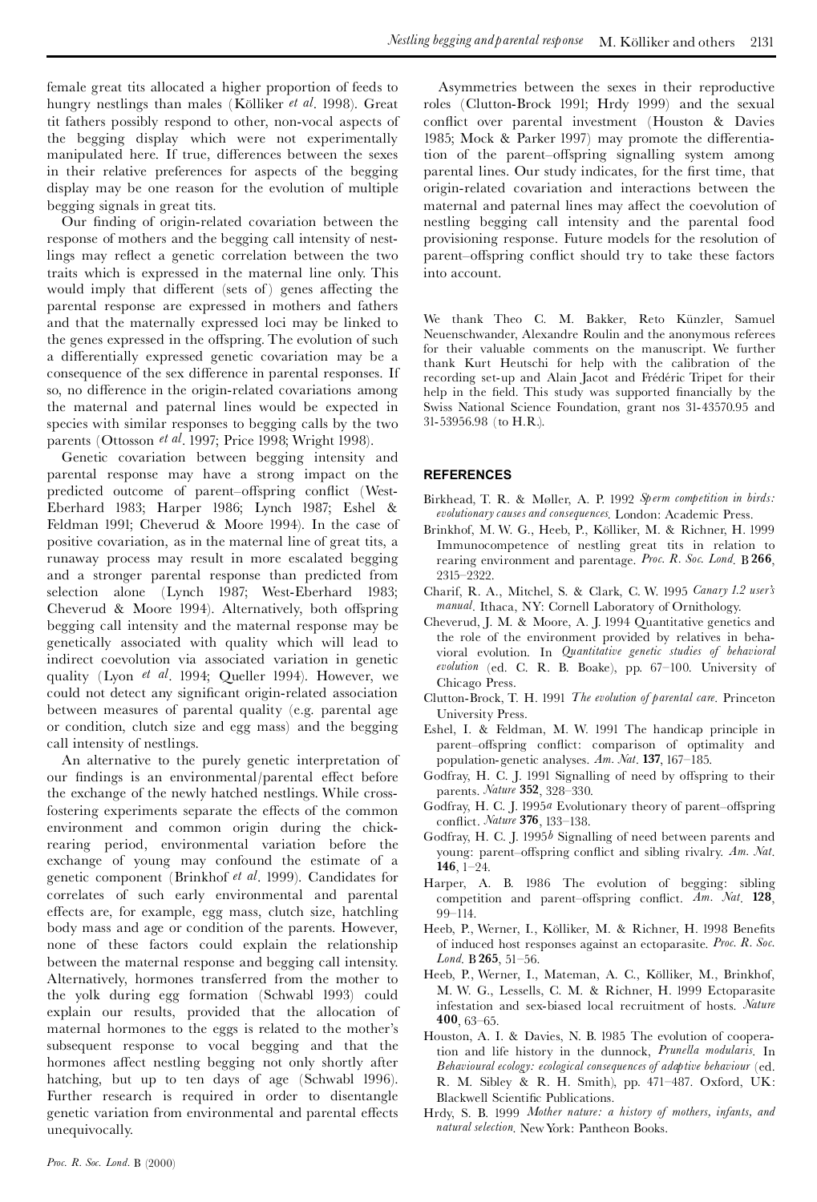female great tits allocated a higher proportion of feeds to hungry nestlings than males (Kölliker *et al*. 1998). Great tit fathers possibly respond to other, non-vocal aspects of the begging display which were not experimentally manipulated here. If true, differences between the sexes in their relative preferences for aspects of the begging display may be one reason for the evolution of multiple begging signals in great tits.

Our finding of origin-related covariation between the response of mothers and the begging call intensity of nestlings may reflect a genetic correlation between the two traits which is expressed in the maternal line only. This would imply that different (sets of) genes affecting the parental response are expressed in mothers and fathers and that the maternally expressed loci may be linked to the genes expressed in the offspring. The evolution of such a differentially expressed genetic covariation may be a consequence of the sex difference in parental responses. If so, no difference in the origin-related covariations among the maternal and paternal lines would be expected in species with similar responses to begging calls by the two parents (Ottosson *et al*. 1997; Price 1998; Wright 1998).

Genetic covariation between begging intensity and parental response may have a strong impact on the predicted outcome of parent–offspring conflict (West-Eberhard 1983; Harper 1986; Lynch 1987; Eshel & Feldman 1991; Cheverud & Moore 1994). In the case of positive covariation, as in the maternal line of great tits, a runaway process may result in more escalated begging and a stronger parental response than predicted from selection alone (Lynch 1987; West-Eberhard 1983; Cheverud & Moore 1994). Alternatively, both offspring begging call intensity and the maternal response may be genetically associated with quality which will lead to indirect coevolution via associated variation in genetic quality (Lyon *et al*. 1994; Queller 1994). However, we could not detect any significant origin-related association between measures of parental quality (e.g. parental age or condition, clutch size and egg mass) and the begging call intensity of nestlings.

An alternative to the purely genetic interpretation of our findings is an environmental/parental effect before the exchange of the newly hatched nestlings. While cross-fostering experiments separate the effects of the common environment and common origin during the chick-rearing period, environmental variation before the exchange of young may confound the estimate of a genetic component (Brinkhof *et al*. 1999). Candidates for correlates of such early environmental and parental effects are, for example, egg mass, clutch size, hatchling body mass and age or condition of the parents. However, none of these factors could explain the relationship between the maternal response and begging call intensity. Alternatively, hormones transferred from the mother to the yolk during egg formation (Schwabl 1993) could explain our results, provided that the allocation of maternal hormones to the eggs is related to the mother's subsequent response to vocal begging and that the hormones affect nestling begging not only shortly after hatching, but up to ten days of age (Schwabl 1996). Further research is required in order to disentangle genetic variation from environmental and parental effects unequivocally.

Asymmetries between the sexes in their reproductive roles (Clutton-Brock 1991; Hrdy 1999) and the sexual conflict over parental investment (Houston & Davies 1985; Mock & Parker 1997) may promote the differentiation of the parent–offspring signalling system among parental lines. Our study indicates, for the first time, that origin-related covariation and interactions between the maternal and paternal lines may affect the coevolution of nestling begging call intensity and the parental food provisioning response. Future models for the resolution of parent–offspring conflict should try to take these factors into account.

We thank Theo C. M. Bakker, Reto Künzler, Samuel Neuenschwander, Alexandre Roulin and the anonymous referees for their valuable comments on the manuscript. We further thank Kurt Heutschi for help with the calibration of the recording set-up and Alain Jacot and Frédéric Tripet for their help in the field. This study was supported financially by the Swiss National Science Foundation, grant nos 31-43570.95 and 31-53956.98 (to H.R.).

## REFERENCES

Birkhead, T. R. & Møller, A. P. 1992 *Sperm competition in birds: evolutionary causes and consequences*. London: Academic Press.

Brinkhof, M. W. G., Heeb, P., Kölliker, M. & Richner, H. 1999 Immunocompetence of nestling great tits in relation to rearing environment and parentage. *Proc. R. Soc. Lond.* B **266**, 2315–2322.

Charif, R. A., Mitchel, S. & Clark, C. W. 1995 *Canary 1.2 user's manual*. Ithaca, NY: Cornell Laboratory of Ornithology.

Cheverud, J. M. & Moore, A. J. 1994 Quantitative genetics and the role of the environment provided by relatives in behavioral evolution. In *Quantitative genetic studies of behavioral evolution* (ed. C. R. B. Boake), pp. 67–100. University of Chicago Press.

Clutton-Brock, T. H. 1991 *The evolution of parental care*. Princeton University Press.

Eshel, I. & Feldman, M. W. 1991 The handicap principle in parent–offspring conflict: comparison of optimality and population-genetic analyses. *Am. Nat.* **137**, 167–185.

Godfray, H. C. J. 1991 Signalling of need by offspring to their parents. *Nature* **352**, 328–330.

Godfray, H. C. J. 1995*a* Evolutionary theory of parent–offspring conflict. *Nature* **376**, 133–138.

Godfray, H. C. J. 1995*b* Signalling of need between parents and young: parent–offspring conflict and sibling rivalry. *Am. Nat.* **146**, 1–24.

Harper, A. B. 1986 The evolution of begging: sibling competition and parent–offspring conflict. *Am. Nat.* **128**, 99–114.

Heeb, P., Werner, I., Kölliker, M. & Richner, H. 1998 Benefits of induced host responses against an ectoparasite. *Proc. R. Soc. Lond.* B **265**, 51–56.

Heeb, P., Werner, I., Mateman, A. C., Kölliker, M., Brinkhof, M. W. G., Lessells, C. M. & Richner, H. 1999 Ectoparasite infestation and sex-biased local recruitment of hosts. *Nature* **400**, 63–65.

Houston, A. I. & Davies, N. B. 1985 The evolution of cooperation and life history in the dunnock, *Prunella modularis*. In *Behavioural ecology: ecological consequences of adaptive behaviour* (ed. R. M. Sibley & R. H. Smith), pp. 471–487. Oxford, UK: Blackwell Scientific Publications.

Hrdy, S. B. 1999 *Mother nature: a history of mothers, infants, and natural selection*. New York: Pantheon Books.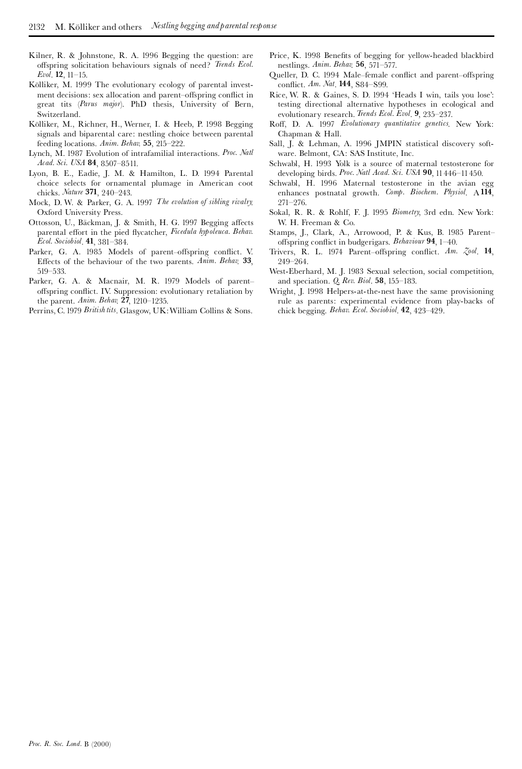Kilner, R. & Johnstone, R. A. 1996 Begging the question: are offspring solicitation behaviours signals of need? *Trends Ecol. Evol.* **12**, 11–15.

Kölliker, M. 1999 The evolutionary ecology of parental investment decisions: sex allocation and parent–offspring conflict in great tits (*Parus major*). PhD thesis, University of Bern, Switzerland.

Kölliker, M., Richner, H., Werner, I. & Heeb, P. 1998 Begging signals and biparental care: nestling choice between parental feeding locations. *Anim. Behav.* **55**, 215–222.

Lynch, M. 1987 Evolution of intrafamilial interactions. *Proc. Natl Acad. Sci. USA* **84**, 8507–8511.

Lyon, B. E., Eadie, J. M. & Hamilton, L. D. 1994 Parental choice selects for ornamental plumage in American coot chicks. *Nature* **371**, 240–243.

Mock, D. W. & Parker, G. A. 1997 *The evolution of sibling rivalry.* Oxford University Press.

Ottosson, U., Bäckman, J. & Smith, H. G. 1997 Begging affects parental effort in the pied flycatcher, *Ficedula hypoleuca*. *Behav. Ecol. Sociobiol.* **41**, 381–384.

Parker, G. A. 1985 Models of parent–offspring conflict. V. Effects of the behaviour of the two parents. *Anim. Behav.* **33**, 519–533.

Parker, G. A. & Macnair, M. R. 1979 Models of parent–offspring conflict. IV. Suppression: evolutionary retaliation by the parent. *Anim. Behav.* **27**, 1210–1235.

Perrins, C. 1979 *British tits*. Glasgow, UK: William Collins & Sons.

Price, K. 1998 Benefits of begging for yellow-headed blackbird nestlings. *Anim. Behav.* **56**, 571–577.

Queller, D. C. 1994 Male–female conflict and parent–offspring conflict. *Am. Nat.* **144**, S84–S99.

Rice, W. R. & Gaines, S. D. 1994 'Heads I win, tails you lose': testing directional alternative hypotheses in ecological and evolutionary research. *Trends Ecol. Evol.* **9**, 235–237.

Roff, D. A. 1997 *Evolutionary quantitative genetics.* New York: Chapman & Hall.

Sall, J. & Lehman, A. 1996 JMPIN statistical discovery software. Belmont, CA: SAS Institute, Inc.

Schwabl, H. 1993 Yolk is a source of maternal testosterone for developing birds. *Proc. Natl Acad. Sci. USA* **90**, 11 446–11 450.

Schwabl, H. 1996 Maternal testosterone in the avian egg enhances postnatal growth. *Comp. Biochem. Physiol.* A **114**, 271–276.

Sokal, R. R. & Rohlf, F. J. 1995 *Biometry*, 3rd edn. New York: W. H. Freeman & Co.

Stamps, J., Clark, A., Arrowood, P. & Kus, B. 1985 Parent–offspring conflict in budgerigars. *Behaviour* **94**, 1–40.

Trivers, R. L. 1974 Parent–offspring conflict. *Am. Zool.* **14**, 249–264.

West-Eberhard, M. J. 1983 Sexual selection, social competition, and speciation. *Q. Rev. Biol.* **58**, 155–183.

Wright, J. 1998 Helpers-at-the-nest have the same provisioning rule as parents: experimental evidence from play-backs of chick begging. *Behav. Ecol. Sociobiol.* **42**, 423–429.